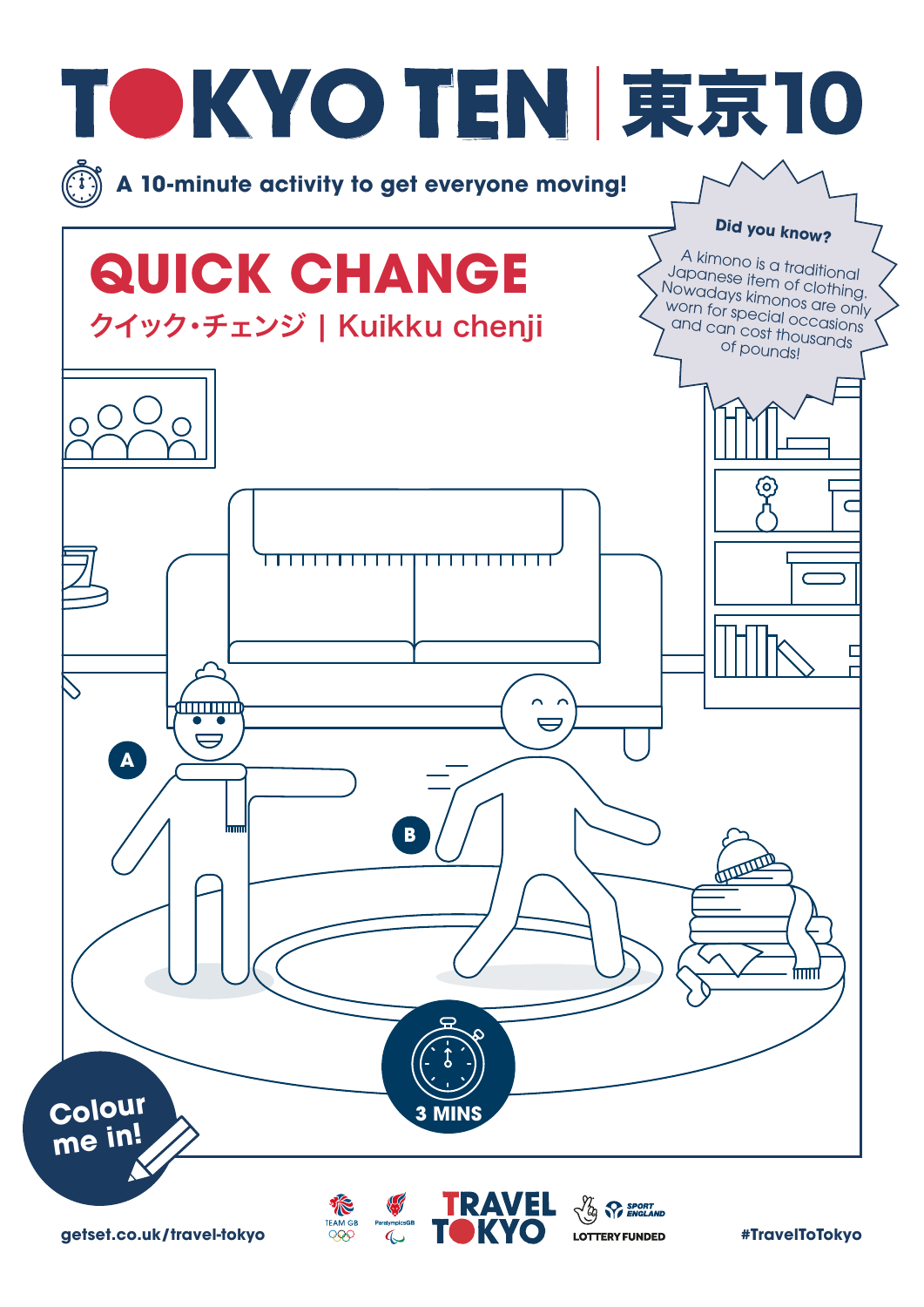# TOKYO TEN | 東京10

A 10-minute activity to get everyone moving!

## QUICK CHANGE

クイック・チェンジ | Kuikku chenji

**Did you know?**

A kimono is a traditional Japanese item of clothing. Nowadays kimonos are only worn for special occasions and can cost thousands of pounds!

A

B

3 MINS

Colour me in!

getset.co.uk/travel-tokyo

TRAVEL TOKYO

LOTTERY FUNDED

#TravelToTokyo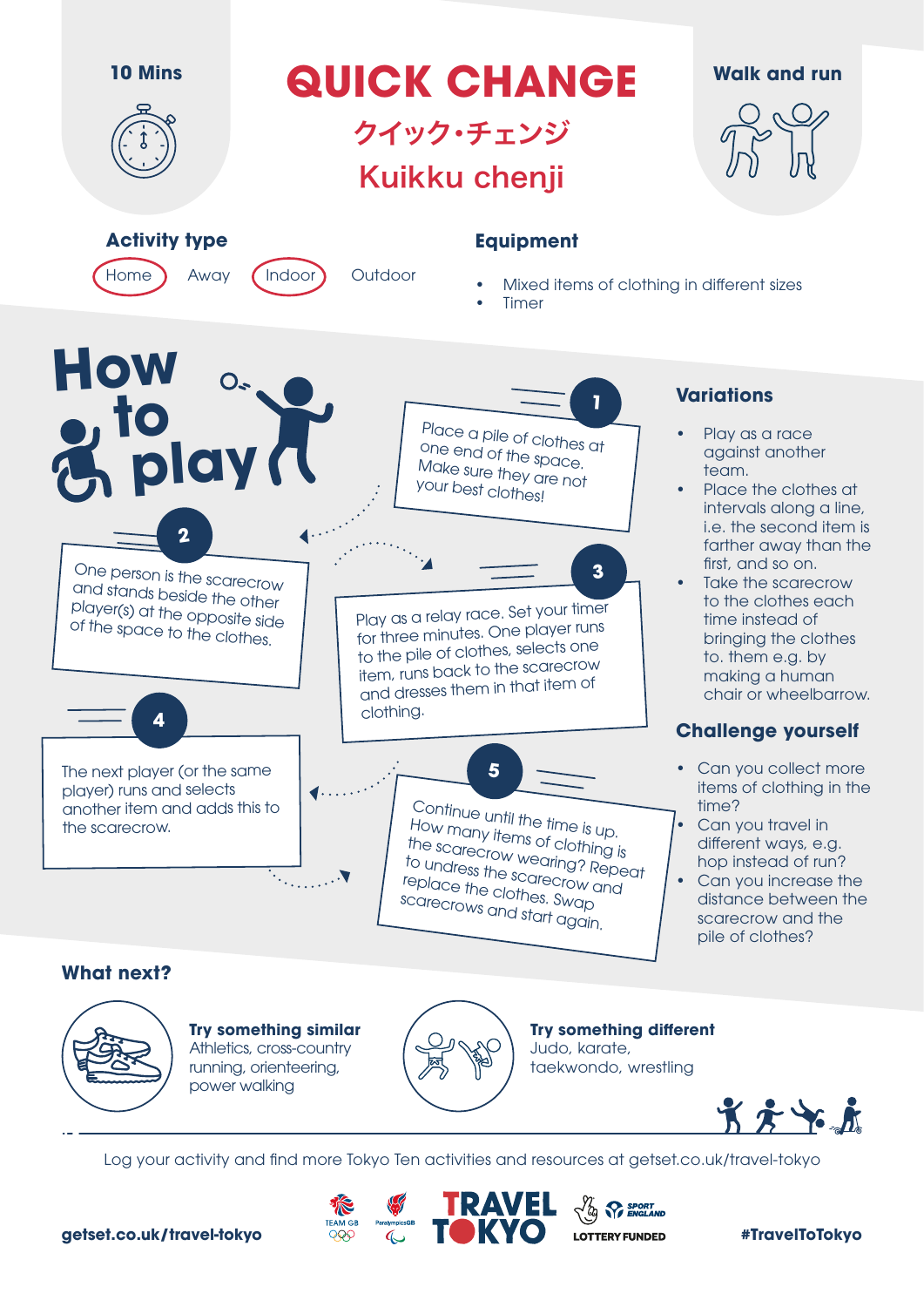10 Mins

# QUICK CHANGE

## クイック・チェンジ

## Kuikku chenji

Walk and run

### Activity type

Home (circled) | Away | Indoor (circled) | Outdoor

### Equipment

- Mixed items of clothing in different sizes
- Timer

## How to play

1. Place a pile of clothes at one end of the space. Make sure they are not your best clothes!

2. One person is the scarecrow and stands beside the other player(s) at the opposite side of the space to the clothes.

3. Play as a relay race. Set your timer for three minutes. One player runs to the pile of clothes, selects one item, runs back to the scarecrow and dresses them in that item of clothing.

4. The next player (or the same player) runs and selects another item and adds this to the scarecrow.

5. Continue until the time is up. How many items of clothing is the scarecrow wearing? Repeat to undress the scarecrow and replace the clothes. Swap scarecrows and start again.

### Variations

- Play as a race against another team.
- Place the clothes at intervals along a line, i.e. the second item is farther away than the first, and so on.
- Take the scarecrow to the clothes each time instead of bringing the clothes to. them e.g. by making a human chair or wheelbarrow.

### Challenge yourself

- Can you collect more items of clothing in the time?
- Can you travel in different ways, e.g. hop instead of run?
- Can you increase the distance between the scarecrow and the pile of clothes?

### What next?

**Try something similar**
Athletics, cross-country running, orienteering, power walking

**Try something different**
Judo, karate, taekwondo, wrestling

Log your activity and find more Tokyo Ten activities and resources at getset.co.uk/travel-tokyo

**getset.co.uk/travel-tokyo**

TEAM GB | ParalympicsGB | TRAVEL TOKYO | LOTTERY FUNDED | SPORT ENGLAND

**#TravelToTokyo**